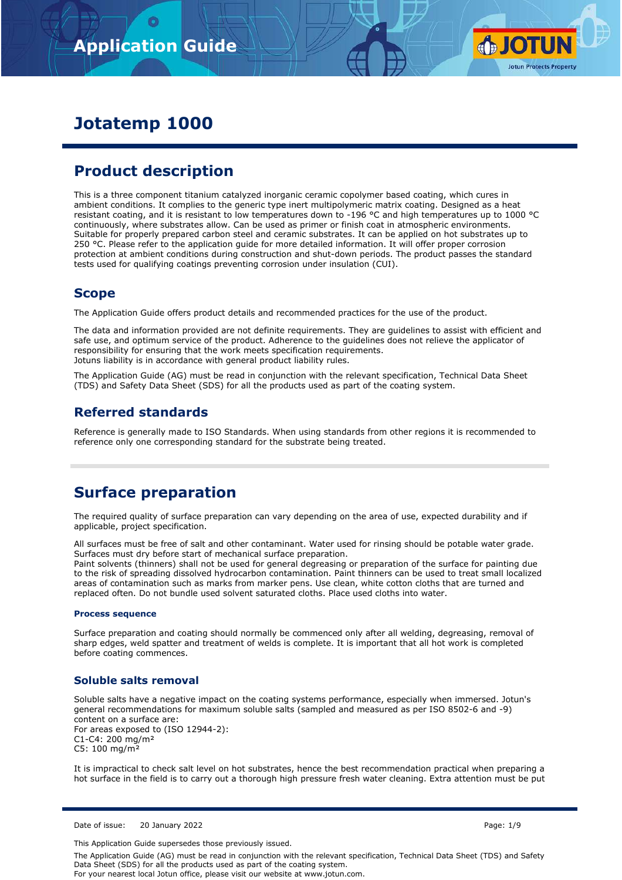# Application Guide

# Jotatemp 1000

## Product description

This is a three component titanium catalyzed inorganic ceramic copolymer based coating, which cures in ambient conditions. It complies to the generic type inert multipolymeric matrix coating. Designed as a heat resistant coating, and it is resistant to low temperatures down to -196 °C and high temperatures up to 1000 °C continuously, where substrates allow. Can be used as primer or finish coat in atmospheric environments. Suitable for properly prepared carbon steel and ceramic substrates. It can be applied on hot substrates up to 250 °C. Please refer to the application guide for more detailed information. It will offer proper corrosion protection at ambient conditions during construction and shut-down periods. The product passes the standard tests used for qualifying coatings preventing corrosion under insulation (CUI).

### Scope

The Application Guide offers product details and recommended practices for the use of the product.

The data and information provided are not definite requirements. They are guidelines to assist with efficient and safe use, and optimum service of the product. Adherence to the guidelines does not relieve the applicator of responsibility for ensuring that the work meets specification requirements.
Jotuns liability is in accordance with general product liability rules.

The Application Guide (AG) must be read in conjunction with the relevant specification, Technical Data Sheet (TDS) and Safety Data Sheet (SDS) for all the products used as part of the coating system.

### Referred standards

Reference is generally made to ISO Standards. When using standards from other regions it is recommended to reference only one corresponding standard for the substrate being treated.

## Surface preparation

The required quality of surface preparation can vary depending on the area of use, expected durability and if applicable, project specification.

All surfaces must be free of salt and other contaminant. Water used for rinsing should be potable water grade. Surfaces must dry before start of mechanical surface preparation.
Paint solvents (thinners) shall not be used for general degreasing or preparation of the surface for painting due to the risk of spreading dissolved hydrocarbon contamination. Paint thinners can be used to treat small localized areas of contamination such as marks from marker pens. Use clean, white cotton cloths that are turned and replaced often. Do not bundle used solvent saturated cloths. Place used cloths into water.

#### Process sequence

Surface preparation and coating should normally be commenced only after all welding, degreasing, removal of sharp edges, weld spatter and treatment of welds is complete. It is important that all hot work is completed before coating commences.

### Soluble salts removal

Soluble salts have a negative impact on the coating systems performance, especially when immersed. Jotun's general recommendations for maximum soluble salts (sampled and measured as per ISO 8502-6 and -9) content on a surface are:
For areas exposed to (ISO 12944-2):
C1-C4: 200 mg/m²
C5: 100 mg/m²

It is impractical to check salt level on hot substrates, hence the best recommendation practical when preparing a hot surface in the field is to carry out a thorough high pressure fresh water cleaning. Extra attention must be put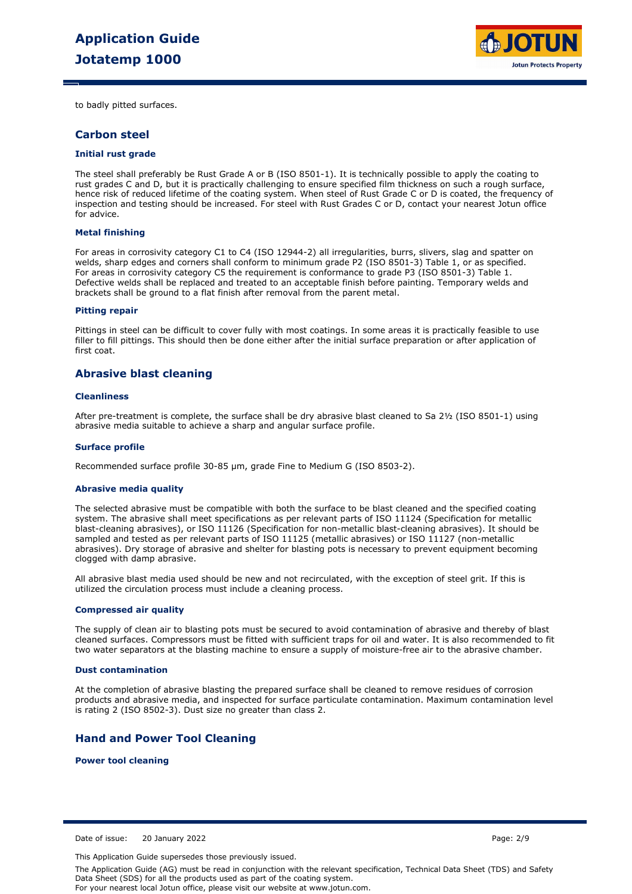to badly pitted surfaces.

## Carbon steel

### Initial rust grade

The steel shall preferably be Rust Grade A or B (ISO 8501-1). It is technically possible to apply the coating to rust grades C and D, but it is practically challenging to ensure specified film thickness on such a rough surface, hence risk of reduced lifetime of the coating system. When steel of Rust Grade C or D is coated, the frequency of inspection and testing should be increased. For steel with Rust Grades C or D, contact your nearest Jotun office for advice.

### Metal finishing

For areas in corrosivity category C1 to C4 (ISO 12944-2) all irregularities, burrs, slivers, slag and spatter on welds, sharp edges and corners shall conform to minimum grade P2 (ISO 8501-3) Table 1, or as specified. For areas in corrosivity category C5 the requirement is conformance to grade P3 (ISO 8501-3) Table 1. Defective welds shall be replaced and treated to an acceptable finish before painting. Temporary welds and brackets shall be ground to a flat finish after removal from the parent metal.

### Pitting repair

Pittings in steel can be difficult to cover fully with most coatings. In some areas it is practically feasible to use filler to fill pittings. This should then be done either after the initial surface preparation or after application of first coat.

## Abrasive blast cleaning

### Cleanliness

After pre-treatment is complete, the surface shall be dry abrasive blast cleaned to Sa 2½ (ISO 8501-1) using abrasive media suitable to achieve a sharp and angular surface profile.

### Surface profile

Recommended surface profile 30-85 µm, grade Fine to Medium G (ISO 8503-2).

### Abrasive media quality

The selected abrasive must be compatible with both the surface to be blast cleaned and the specified coating system. The abrasive shall meet specifications as per relevant parts of ISO 11124 (Specification for metallic blast-cleaning abrasives), or ISO 11126 (Specification for non-metallic blast-cleaning abrasives). It should be sampled and tested as per relevant parts of ISO 11125 (metallic abrasives) or ISO 11127 (non-metallic abrasives). Dry storage of abrasive and shelter for blasting pots is necessary to prevent equipment becoming clogged with damp abrasive.

All abrasive blast media used should be new and not recirculated, with the exception of steel grit. If this is utilized the circulation process must include a cleaning process.

### Compressed air quality

The supply of clean air to blasting pots must be secured to avoid contamination of abrasive and thereby of blast cleaned surfaces. Compressors must be fitted with sufficient traps for oil and water. It is also recommended to fit two water separators at the blasting machine to ensure a supply of moisture-free air to the abrasive chamber.

### Dust contamination

At the completion of abrasive blasting the prepared surface shall be cleaned to remove residues of corrosion products and abrasive media, and inspected for surface particulate contamination. Maximum contamination level is rating 2 (ISO 8502-3). Dust size no greater than class 2.

## Hand and Power Tool Cleaning

### Power tool cleaning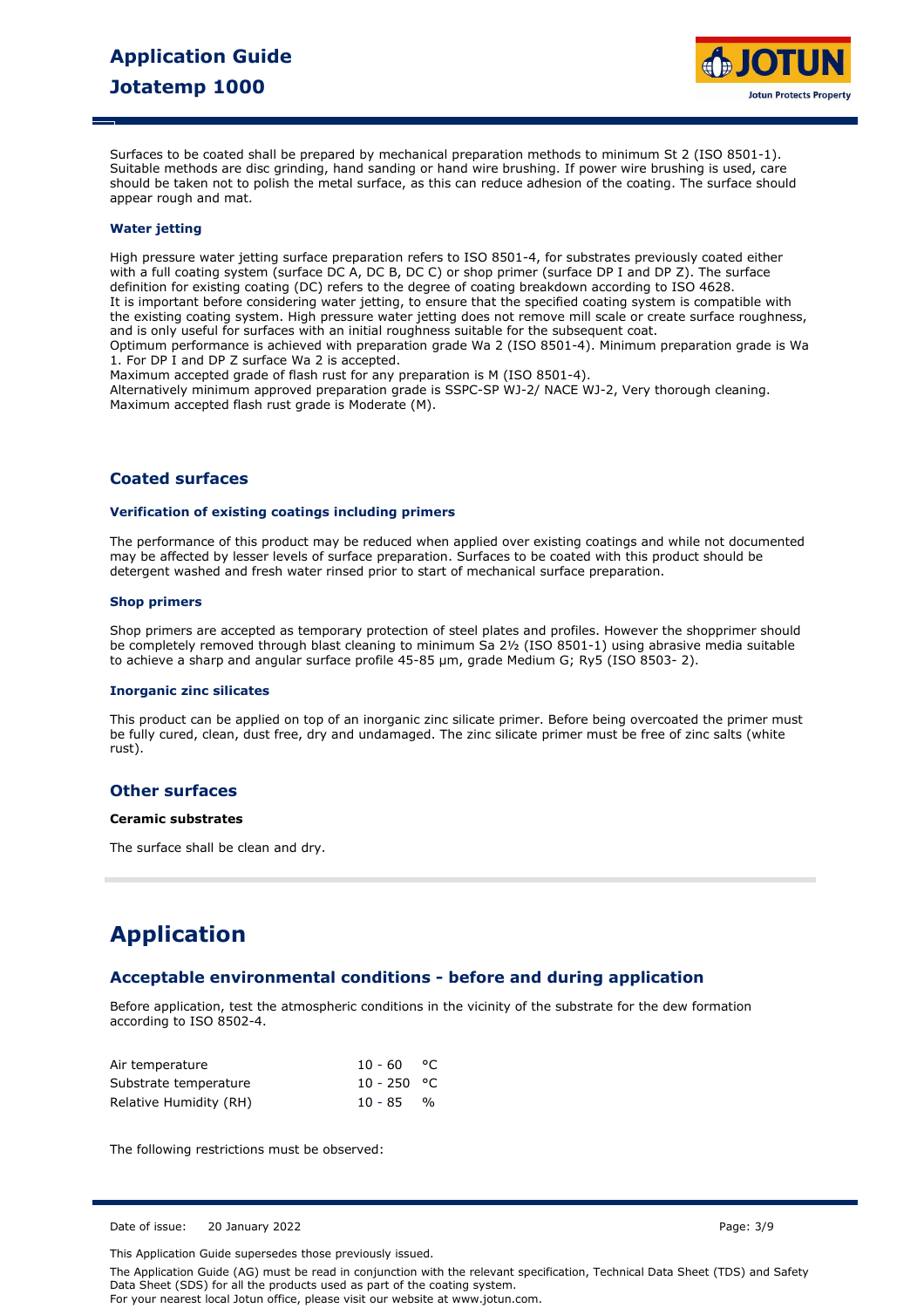Surfaces to be coated shall be prepared by mechanical preparation methods to minimum St 2 (ISO 8501-1). Suitable methods are disc grinding, hand sanding or hand wire brushing. If power wire brushing is used, care should be taken not to polish the metal surface, as this can reduce adhesion of the coating. The surface should appear rough and mat.

#### Water jetting

High pressure water jetting surface preparation refers to ISO 8501-4, for substrates previously coated either with a full coating system (surface DC A, DC B, DC C) or shop primer (surface DP I and DP Z). The surface definition for existing coating (DC) refers to the degree of coating breakdown according to ISO 4628.
It is important before considering water jetting, to ensure that the specified coating system is compatible with the existing coating system. High pressure water jetting does not remove mill scale or create surface roughness, and is only useful for surfaces with an initial roughness suitable for the subsequent coat.
Optimum performance is achieved with preparation grade Wa 2 (ISO 8501-4). Minimum preparation grade is Wa 1. For DP I and DP Z surface Wa 2 is accepted.
Maximum accepted grade of flash rust for any preparation is M (ISO 8501-4).
Alternatively minimum approved preparation grade is SSPC-SP WJ-2/ NACE WJ-2, Very thorough cleaning. Maximum accepted flash rust grade is Moderate (M).

### Coated surfaces

#### Verification of existing coatings including primers

The performance of this product may be reduced when applied over existing coatings and while not documented may be affected by lesser levels of surface preparation. Surfaces to be coated with this product should be detergent washed and fresh water rinsed prior to start of mechanical surface preparation.

#### Shop primers

Shop primers are accepted as temporary protection of steel plates and profiles. However the shopprimer should be completely removed through blast cleaning to minimum Sa 2½ (ISO 8501-1) using abrasive media suitable to achieve a sharp and angular surface profile 45-85 µm, grade Medium G; Ry5 (ISO 8503- 2).

#### Inorganic zinc silicates

This product can be applied on top of an inorganic zinc silicate primer. Before being overcoated the primer must be fully cured, clean, dust free, dry and undamaged. The zinc silicate primer must be free of zinc salts (white rust).

### Other surfaces

**Ceramic substrates**

The surface shall be clean and dry.

# Application

### Acceptable environmental conditions - before and during application

Before application, test the atmospheric conditions in the vicinity of the substrate for the dew formation according to ISO 8502-4.

| | | |
|---|---|---|
| Air temperature | 10 - 60 | °C |
| Substrate temperature | 10 - 250 | °C |
| Relative Humidity (RH) | 10 - 85 | % |

The following restrictions must be observed: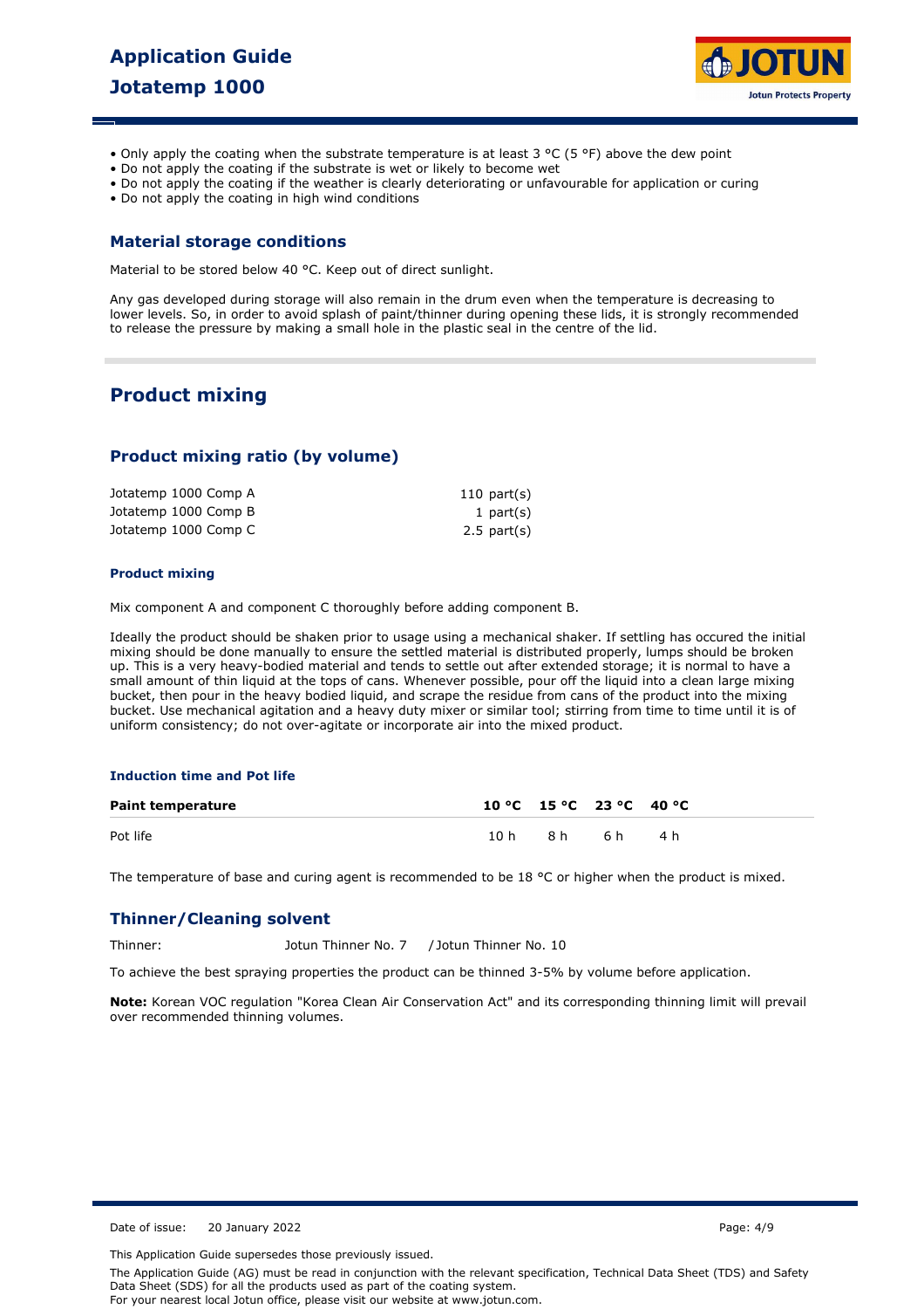- Only apply the coating when the substrate temperature is at least 3 °C (5 °F) above the dew point
- Do not apply the coating if the substrate is wet or likely to become wet
- Do not apply the coating if the weather is clearly deteriorating or unfavourable for application or curing
- Do not apply the coating in high wind conditions

### Material storage conditions

Material to be stored below 40 °C. Keep out of direct sunlight.

Any gas developed during storage will also remain in the drum even when the temperature is decreasing to lower levels. So, in order to avoid splash of paint/thinner during opening these lids, it is strongly recommended to release the pressure by making a small hole in the plastic seal in the centre of the lid.

## Product mixing

### Product mixing ratio (by volume)

| | |
|---|---|
| Jotatemp 1000 Comp A | 110 part(s) |
| Jotatemp 1000 Comp B | 1 part(s) |
| Jotatemp 1000 Comp C | 2.5 part(s) |

#### Product mixing

Mix component A and component C thoroughly before adding component B.

Ideally the product should be shaken prior to usage using a mechanical shaker. If settling has occured the initial mixing should be done manually to ensure the settled material is distributed properly, lumps should be broken up. This is a very heavy-bodied material and tends to settle out after extended storage; it is normal to have a small amount of thin liquid at the tops of cans. Whenever possible, pour off the liquid into a clean large mixing bucket, then pour in the heavy bodied liquid, and scrape the residue from cans of the product into the mixing bucket. Use mechanical agitation and a heavy duty mixer or similar tool; stirring from time to time until it is of uniform consistency; do not over-agitate or incorporate air into the mixed product.

#### Induction time and Pot life

| Paint temperature | 10 °C | 15 °C | 23 °C | 40 °C |
|---|---|---|---|---|
| Pot life | 10 h | 8 h | 6 h | 4 h |

The temperature of base and curing agent is recommended to be 18 °C or higher when the product is mixed.

### Thinner/Cleaning solvent

Thinner: Jotun Thinner No. 7 / Jotun Thinner No. 10

To achieve the best spraying properties the product can be thinned 3-5% by volume before application.

**Note:** Korean VOC regulation "Korea Clean Air Conservation Act" and its corresponding thinning limit will prevail over recommended thinning volumes.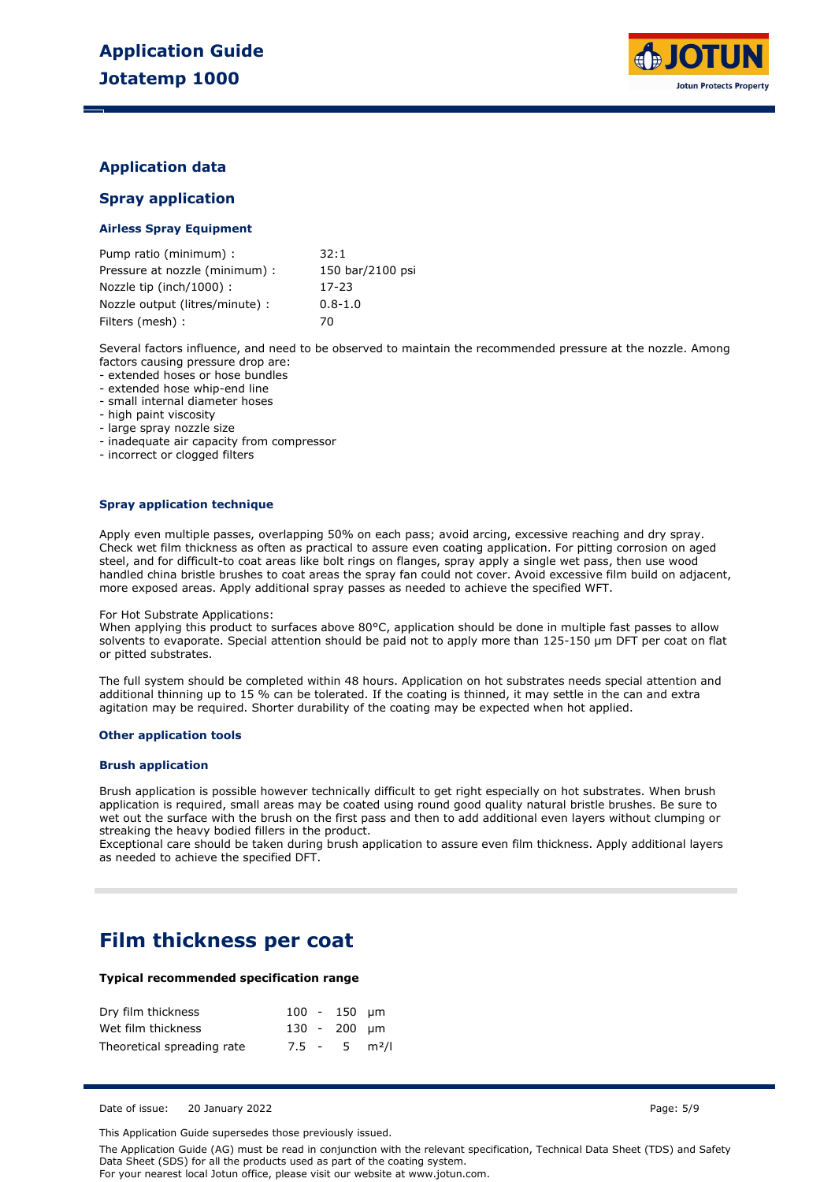## Application data

### Spray application

#### Airless Spray Equipment

| | |
|---|---|
| Pump ratio (minimum) : | 32:1 |
| Pressure at nozzle (minimum) : | 150 bar/2100 psi |
| Nozzle tip (inch/1000) : | 17-23 |
| Nozzle output (litres/minute) : | 0.8-1.0 |
| Filters (mesh) : | 70 |

Several factors influence, and need to be observed to maintain the recommended pressure at the nozzle. Among factors causing pressure drop are:
- extended hoses or hose bundles
- extended hose whip-end line
- small internal diameter hoses
- high paint viscosity
- large spray nozzle size
- inadequate air capacity from compressor
- incorrect or clogged filters

#### Spray application technique

Apply even multiple passes, overlapping 50% on each pass; avoid arcing, excessive reaching and dry spray. Check wet film thickness as often as practical to assure even coating application. For pitting corrosion on aged steel, and for difficult-to coat areas like bolt rings on flanges, spray apply a single wet pass, then use wood handled china bristle brushes to coat areas the spray fan could not cover. Avoid excessive film build on adjacent, more exposed areas. Apply additional spray passes as needed to achieve the specified WFT.

For Hot Substrate Applications:
When applying this product to surfaces above 80°C, application should be done in multiple fast passes to allow solvents to evaporate. Special attention should be paid not to apply more than 125-150 µm DFT per coat on flat or pitted substrates.

The full system should be completed within 48 hours. Application on hot substrates needs special attention and additional thinning up to 15 % can be tolerated. If the coating is thinned, it may settle in the can and extra agitation may be required. Shorter durability of the coating may be expected when hot applied.

#### Other application tools

#### Brush application

Brush application is possible however technically difficult to get right especially on hot substrates. When brush application is required, small areas may be coated using round good quality natural bristle brushes. Be sure to wet out the surface with the brush on the first pass and then to add additional even layers without clumping or streaking the heavy bodied fillers in the product.
Exceptional care should be taken during brush application to assure even film thickness. Apply additional layers as needed to achieve the specified DFT.

# Film thickness per coat

**Typical recommended specification range**

| | | | | |
|---|---|---|---|---|
| Dry film thickness | 100 | - | 150 | µm |
| Wet film thickness | 130 | - | 200 | µm |
| Theoretical spreading rate | 7.5 | - | 5 | m²/l |

Date of issue: 20 January 2022

This Application Guide supersedes those previously issued.

The Application Guide (AG) must be read in conjunction with the relevant specification, Technical Data Sheet (TDS) and Safety Data Sheet (SDS) for all the products used as part of the coating system.
For your nearest local Jotun office, please visit our website at www.jotun.com.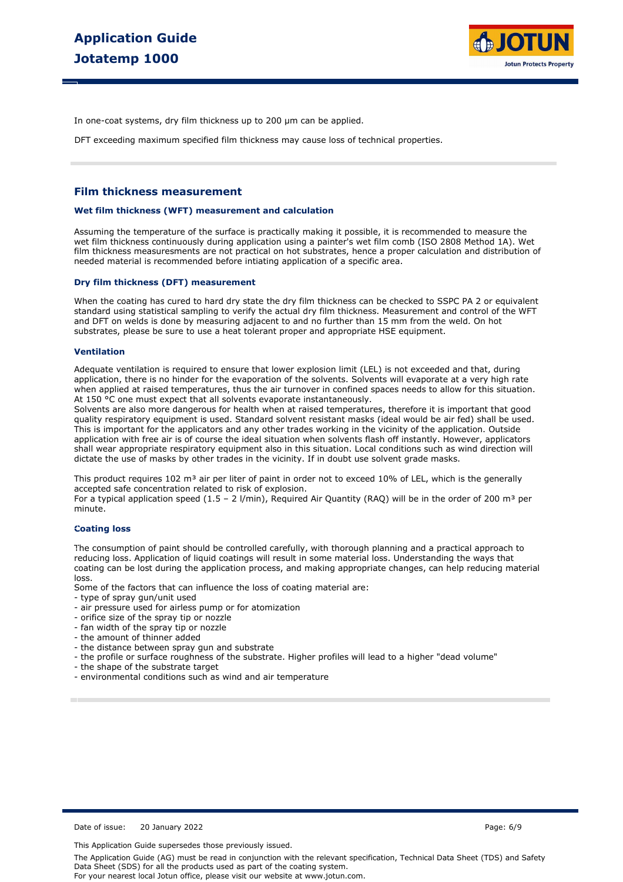In one-coat systems, dry film thickness up to 200 µm can be applied.

DFT exceeding maximum specified film thickness may cause loss of technical properties.

## Film thickness measurement

### Wet film thickness (WFT) measurement and calculation

Assuming the temperature of the surface is practically making it possible, it is recommended to measure the wet film thickness continuously during application using a painter's wet film comb (ISO 2808 Method 1A). Wet film thickness measurements are not practical on hot substrates, hence a proper calculation and distribution of needed material is recommended before intiating application of a specific area.

### Dry film thickness (DFT) measurement

When the coating has cured to hard dry state the dry film thickness can be checked to SSPC PA 2 or equivalent standard using statistical sampling to verify the actual dry film thickness. Measurement and control of the WFT and DFT on welds is done by measuring adjacent to and no further than 15 mm from the weld. On hot substrates, please be sure to use a heat tolerant proper and appropriate HSE equipment.

### Ventilation

Adequate ventilation is required to ensure that lower explosion limit (LEL) is not exceeded and that, during application, there is no hinder for the evaporation of the solvents. Solvents will evaporate at a very high rate when applied at raised temperatures, thus the air turnover in confined spaces needs to allow for this situation. At 150 °C one must expect that all solvents evaporate instantaneously.
Solvents are also more dangerous for health when at raised temperatures, therefore it is important that good quality respiratory equipment is used. Standard solvent resistant masks (ideal would be air fed) shall be used. This is important for the applicators and any other trades working in the vicinity of the application. Outside application with free air is of course the ideal situation when solvents flash off instantly. However, applicators shall wear appropriate respiratory equipment also in this situation. Local conditions such as wind direction will dictate the use of masks by other trades in the vicinity. If in doubt use solvent grade masks.

This product requires 102 m³ air per liter of paint in order not to exceed 10% of LEL, which is the generally accepted safe concentration related to risk of explosion.
For a typical application speed (1.5 – 2 l/min), Required Air Quantity (RAQ) will be in the order of 200 m³ per minute.

### Coating loss

The consumption of paint should be controlled carefully, with thorough planning and a practical approach to reducing loss. Application of liquid coatings will result in some material loss. Understanding the ways that coating can be lost during the application process, and making appropriate changes, can help reducing material loss.
Some of the factors that can influence the loss of coating material are:
- type of spray gun/unit used
- air pressure used for airless pump or for atomization
- orifice size of the spray tip or nozzle
- fan width of the spray tip or nozzle
- the amount of thinner added
- the distance between spray gun and substrate
- the profile or surface roughness of the substrate. Higher profiles will lead to a higher "dead volume"
- the shape of the substrate target
- environmental conditions such as wind and air temperature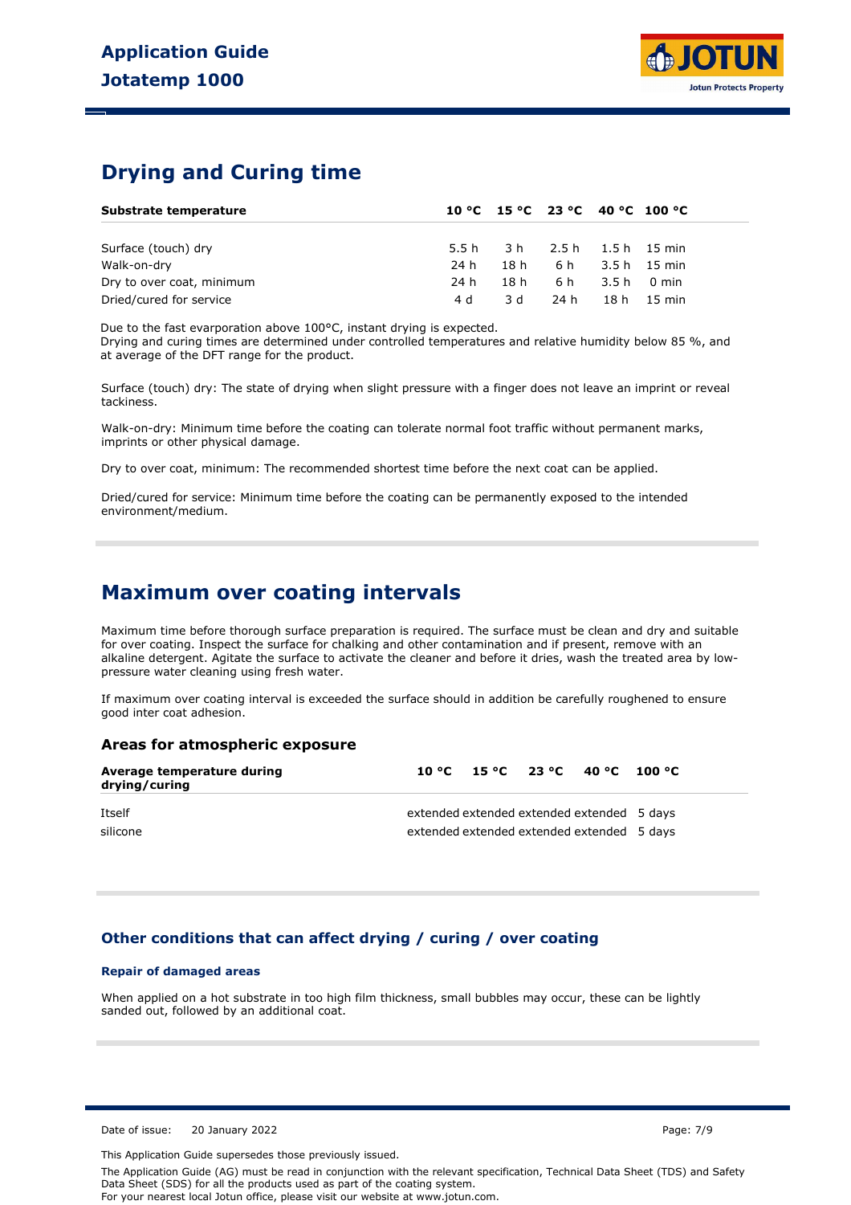## Drying and Curing time

| Substrate temperature | 10 °C | 15 °C | 23 °C | 40 °C | 100 °C |
|---|---|---|---|---|---|
| Surface (touch) dry | 5.5 h | 3 h | 2.5 h | 1.5 h | 15 min |
| Walk-on-dry | 24 h | 18 h | 6 h | 3.5 h | 15 min |
| Dry to over coat, minimum | 24 h | 18 h | 6 h | 3.5 h | 0 min |
| Dried/cured for service | 4 d | 3 d | 24 h | 18 h | 15 min |

Due to the fast evarporation above 100°C, instant drying is expected.
Drying and curing times are determined under controlled temperatures and relative humidity below 85 %, and at average of the DFT range for the product.

Surface (touch) dry: The state of drying when slight pressure with a finger does not leave an imprint or reveal tackiness.

Walk-on-dry: Minimum time before the coating can tolerate normal foot traffic without permanent marks, imprints or other physical damage.

Dry to over coat, minimum: The recommended shortest time before the next coat can be applied.

Dried/cured for service: Minimum time before the coating can be permanently exposed to the intended environment/medium.

## Maximum over coating intervals

Maximum time before thorough surface preparation is required. The surface must be clean and dry and suitable for over coating. Inspect the surface for chalking and other contamination and if present, remove with an alkaline detergent. Agitate the surface to activate the cleaner and before it dries, wash the treated area by low-pressure water cleaning using fresh water.

If maximum over coating interval is exceeded the surface should in addition be carefully roughened to ensure good inter coat adhesion.

### Areas for atmospheric exposure

| Average temperature during drying/curing | 10 °C | 15 °C | 23 °C | 40 °C | 100 °C |
|---|---|---|---|---|---|
| Itself | extended | extended | extended | extended | 5 days |
| silicone | extended | extended | extended | extended | 5 days |

### Other conditions that can affect drying / curing / over coating

#### Repair of damaged areas

When applied on a hot substrate in too high film thickness, small bubbles may occur, these can be lightly sanded out, followed by an additional coat.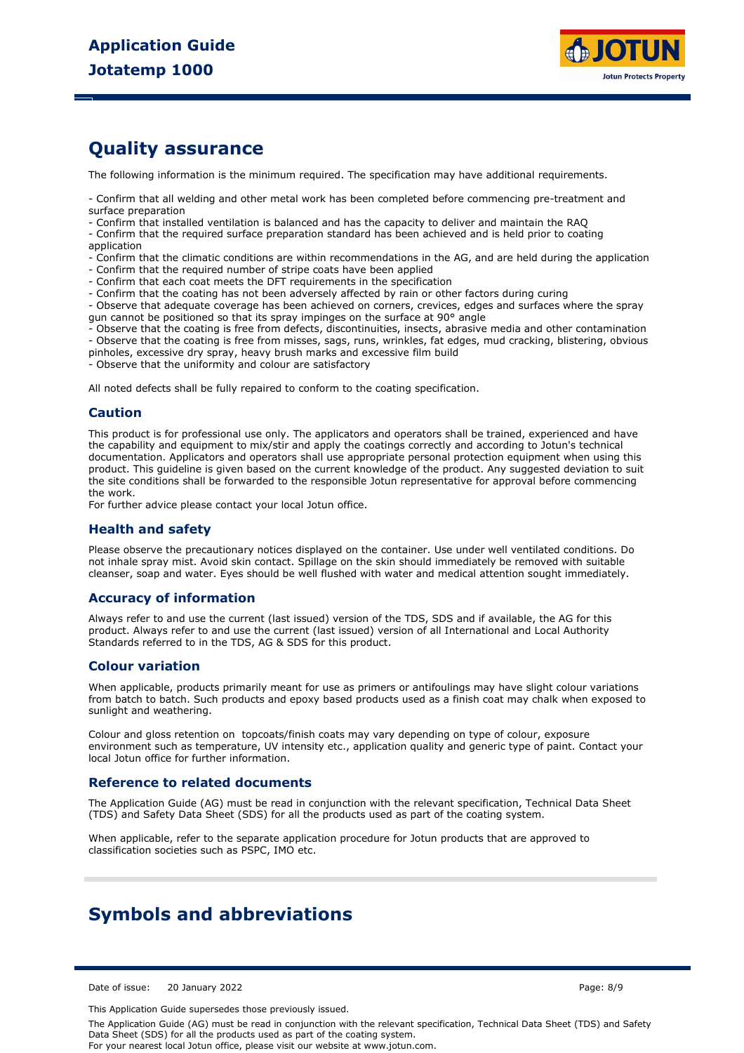## Quality assurance

The following information is the minimum required. The specification may have additional requirements.

- Confirm that all welding and other metal work has been completed before commencing pre-treatment and surface preparation
- Confirm that installed ventilation is balanced and has the capacity to deliver and maintain the RAQ
- Confirm that the required surface preparation standard has been achieved and is held prior to coating application
- Confirm that the climatic conditions are within recommendations in the AG, and are held during the application
- Confirm that the required number of stripe coats have been applied
- Confirm that each coat meets the DFT requirements in the specification
- Confirm that the coating has not been adversely affected by rain or other factors during curing
- Observe that adequate coverage has been achieved on corners, crevices, edges and surfaces where the spray gun cannot be positioned so that its spray impinges on the surface at 90° angle
- Observe that the coating is free from defects, discontinuities, insects, abrasive media and other contamination
- Observe that the coating is free from misses, sags, runs, wrinkles, fat edges, mud cracking, blistering, obvious pinholes, excessive dry spray, heavy brush marks and excessive film build
- Observe that the uniformity and colour are satisfactory

All noted defects shall be fully repaired to conform to the coating specification.

### Caution

This product is for professional use only. The applicators and operators shall be trained, experienced and have the capability and equipment to mix/stir and apply the coatings correctly and according to Jotun's technical documentation. Applicators and operators shall use appropriate personal protection equipment when using this product. This guideline is given based on the current knowledge of the product. Any suggested deviation to suit the site conditions shall be forwarded to the responsible Jotun representative for approval before commencing the work.
For further advice please contact your local Jotun office.

### Health and safety

Please observe the precautionary notices displayed on the container. Use under well ventilated conditions. Do not inhale spray mist. Avoid skin contact. Spillage on the skin should immediately be removed with suitable cleanser, soap and water. Eyes should be well flushed with water and medical attention sought immediately.

### Accuracy of information

Always refer to and use the current (last issued) version of the TDS, SDS and if available, the AG for this product. Always refer to and use the current (last issued) version of all International and Local Authority Standards referred to in the TDS, AG & SDS for this product.

### Colour variation

When applicable, products primarily meant for use as primers or antifoulings may have slight colour variations from batch to batch. Such products and epoxy based products used as a finish coat may chalk when exposed to sunlight and weathering.

Colour and gloss retention on topcoats/finish coats may vary depending on type of colour, exposure environment such as temperature, UV intensity etc., application quality and generic type of paint. Contact your local Jotun office for further information.

### Reference to related documents

The Application Guide (AG) must be read in conjunction with the relevant specification, Technical Data Sheet (TDS) and Safety Data Sheet (SDS) for all the products used as part of the coating system.

When applicable, refer to the separate application procedure for Jotun products that are approved to classification societies such as PSPC, IMO etc.

## Symbols and abbreviations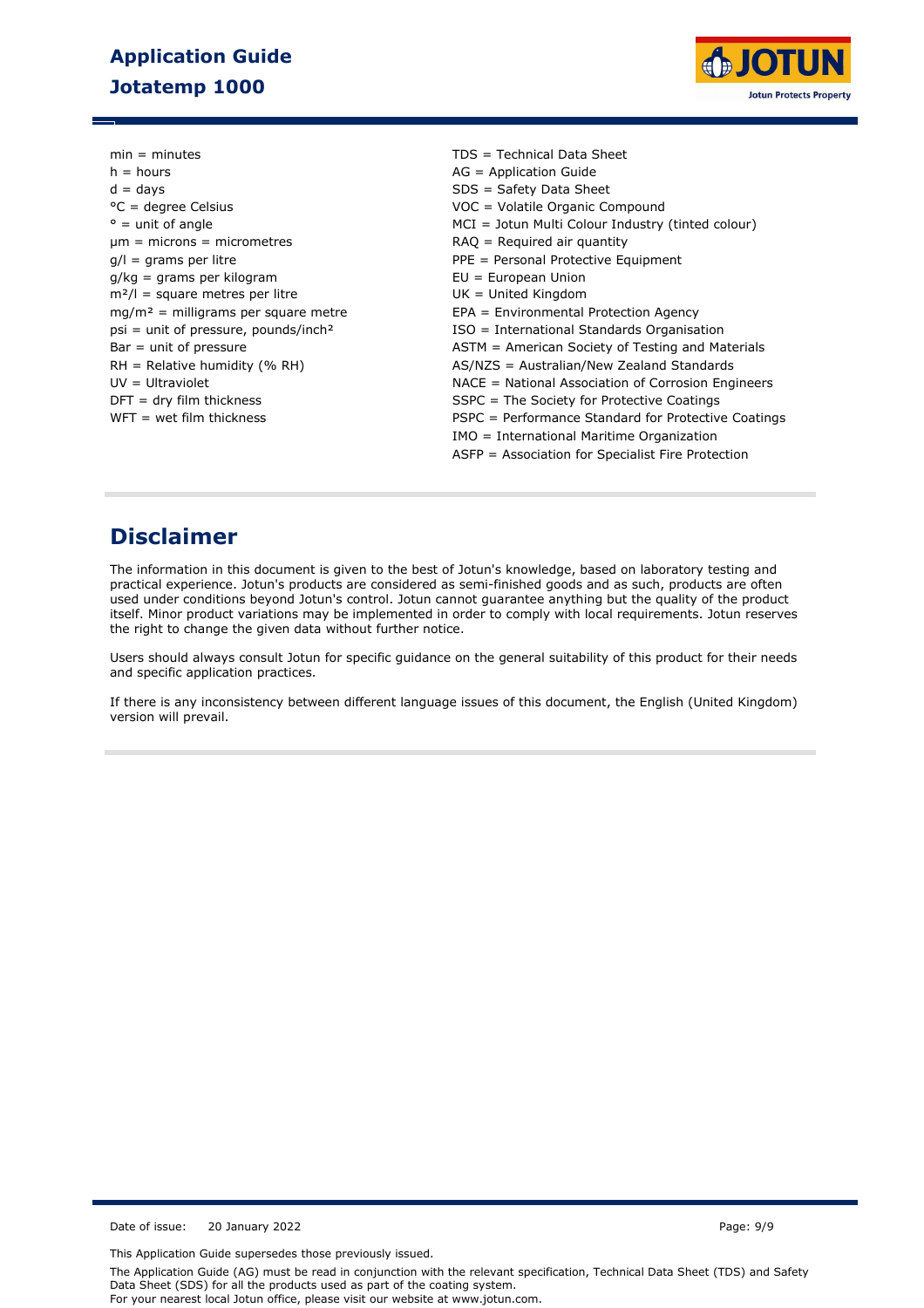min = minutes
h = hours
d = days
°C = degree Celsius
° = unit of angle
µm = microns = micrometres
g/l = grams per litre
g/kg = grams per kilogram
$m^2/l$ = square metres per litre
$mg/m^2$ = milligrams per square metre
psi = unit of pressure, $pounds/inch^2$
Bar = unit of pressure
RH = Relative humidity (% RH)
UV = Ultraviolet
DFT = dry film thickness
WFT = wet film thickness

TDS = Technical Data Sheet
AG = Application Guide
SDS = Safety Data Sheet
VOC = Volatile Organic Compound
MCI = Jotun Multi Colour Industry (tinted colour)
RAQ = Required air quantity
PPE = Personal Protective Equipment
EU = European Union
UK = United Kingdom
EPA = Environmental Protection Agency
ISO = International Standards Organisation
ASTM = American Society of Testing and Materials
AS/NZS = Australian/New Zealand Standards
NACE = National Association of Corrosion Engineers
SSPC = The Society for Protective Coatings
PSPC = Performance Standard for Protective Coatings
IMO = International Maritime Organization
ASFP = Association for Specialist Fire Protection

## Disclaimer

The information in this document is given to the best of Jotun's knowledge, based on laboratory testing and practical experience. Jotun's products are considered as semi-finished goods and as such, products are often used under conditions beyond Jotun's control. Jotun cannot guarantee anything but the quality of the product itself. Minor product variations may be implemented in order to comply with local requirements. Jotun reserves the right to change the given data without further notice.

Users should always consult Jotun for specific guidance on the general suitability of this product for their needs and specific application practices.

If there is any inconsistency between different language issues of this document, the English (United Kingdom) version will prevail.